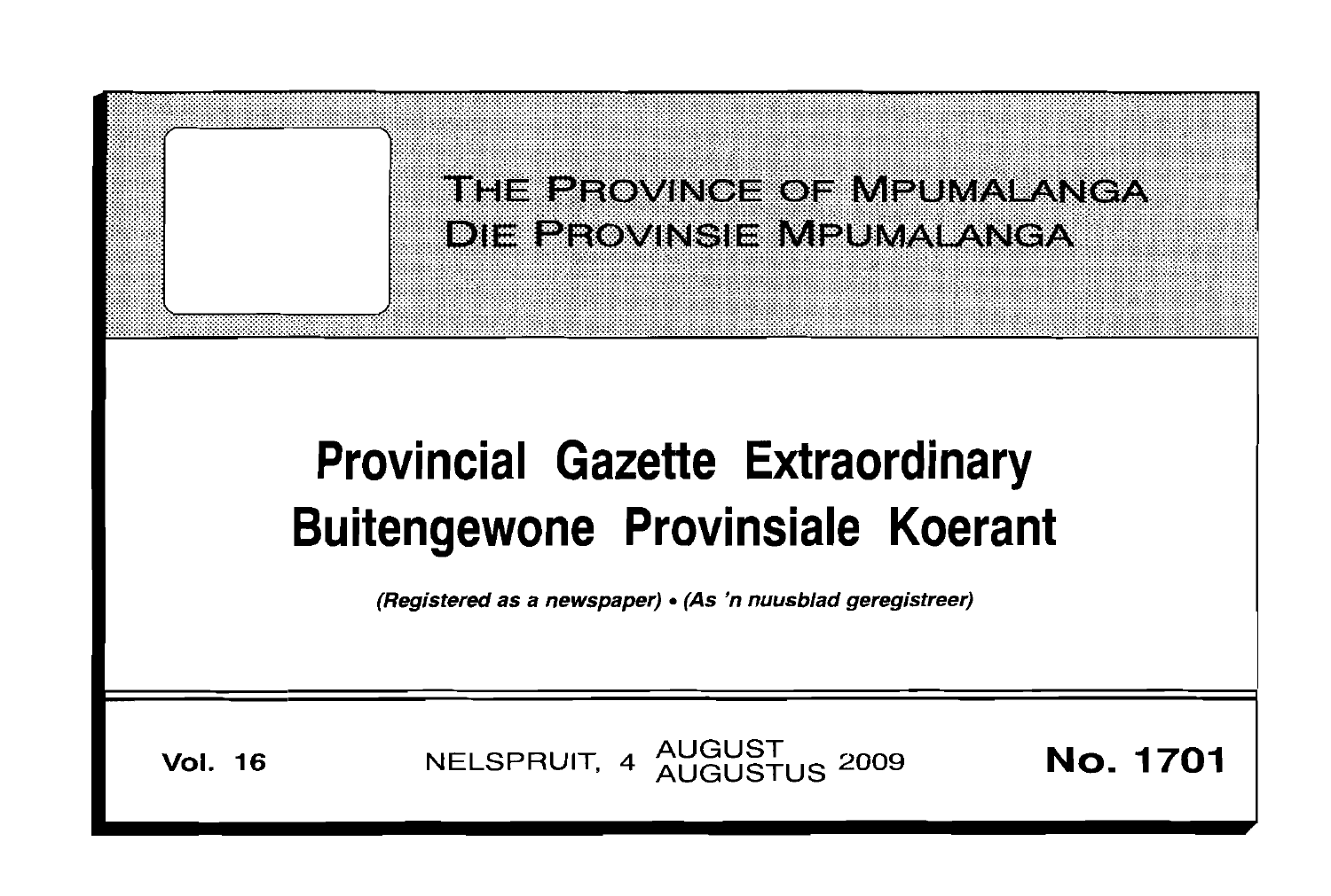# THE PROVINCE OF MPUMALANGA
# DIE PROVINSIE MPUMALANGA

# Provincial Gazette Extraordinary
# Buitengewone Provinsiale Koerant

*(Registered as a newspaper) • (As 'n nuusblad geregistreer)*

**Vol. 16** NELSPRUIT, 4 AUGUST AUGUSTUS 2009 **No. 1701**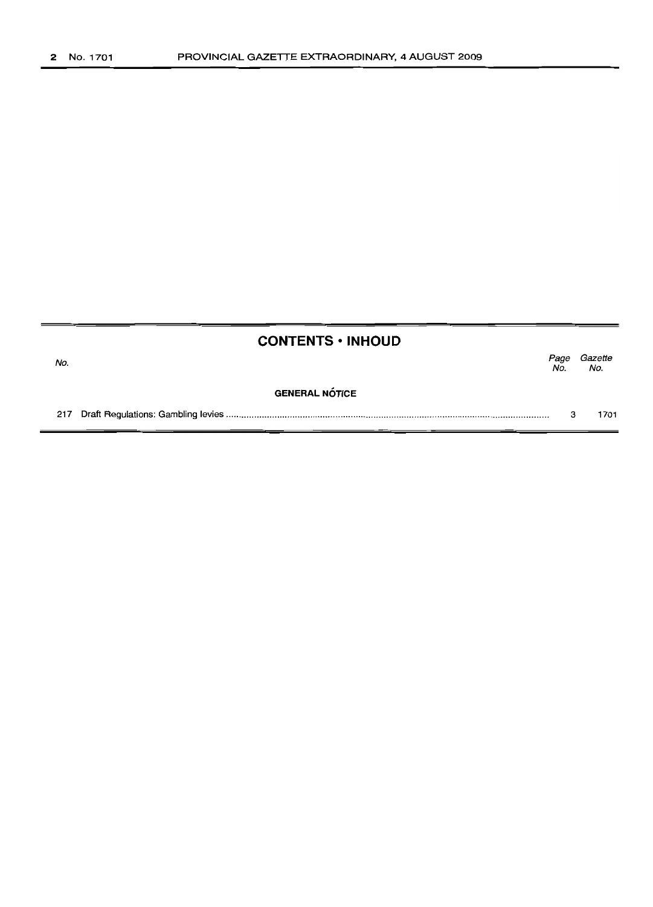## CONTENTS • INHOUD

| No. | | Page No. | Gazette No. |
|---|---|---|---|
| | **GENERAL NOTICE** | | |
| 217 | Draft Regulations: Gambling levies | 3 | 1701 |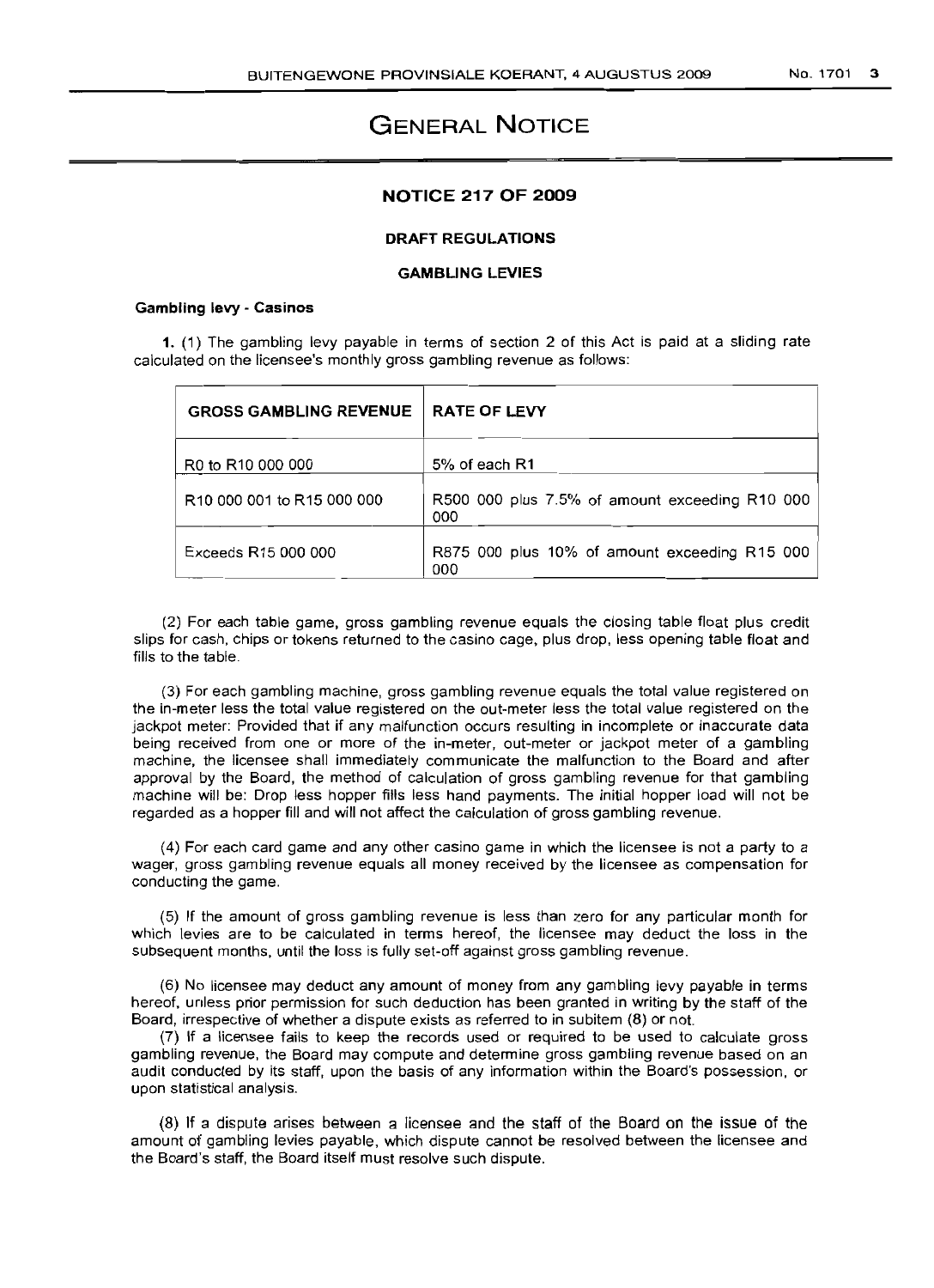# GENERAL NOTICE

## NOTICE 217 OF 2009

### DRAFT REGULATIONS

### GAMBLING LEVIES

**Gambling levy - Casinos**

**1.** (1) The gambling levy payable in terms of section 2 of this Act is paid at a sliding rate calculated on the licensee's monthly gross gambling revenue as follows:

| GROSS GAMBLING REVENUE | RATE OF LEVY |
|---|---|
| R0 to R10 000 000 | 5% of each R1 |
| R10 000 001 to R15 000 000 | R500 000 plus 7.5% of amount exceeding R10 000 000 |
| Exceeds R15 000 000 | R875 000 plus 10% of amount exceeding R15 000 000 |

(2) For each table game, gross gambling revenue equals the closing table float plus credit slips for cash, chips or tokens returned to the casino cage, plus drop, less opening table float and fills to the table.

(3) For each gambling machine, gross gambling revenue equals the total value registered on the in-meter less the total value registered on the out-meter less the total value registered on the jackpot meter: Provided that if any malfunction occurs resulting in incomplete or inaccurate data being received from one or more of the in-meter, out-meter or jackpot meter of a gambling machine, the licensee shall immediately communicate the malfunction to the Board and after approval by the Board, the method of calculation of gross gambling revenue for that gambling machine will be: Drop less hopper fills less hand payments. The initial hopper load will not be regarded as a hopper fill and will not affect the calculation of gross gambling revenue.

(4) For each card game and any other casino game in which the licensee is not a party to a wager, gross gambling revenue equals all money received by the licensee as compensation for conducting the game.

(5) If the amount of gross gambling revenue is less than zero for any particular month for which levies are to be calculated in terms hereof, the licensee may deduct the loss in the subsequent months, until the loss is fully set-off against gross gambling revenue.

(6) No licensee may deduct any amount of money from any gambling levy payable in terms hereof, unless prior permission for such deduction has been granted in writing by the staff of the Board, irrespective of whether a dispute exists as referred to in subitem (8) or not.

(7) If a licensee fails to keep the records used or required to be used to calculate gross gambling revenue, the Board may compute and determine gross gambling revenue based on an audit conducted by its staff, upon the basis of any information within the Board's possession, or upon statistical analysis.

(8) If a dispute arises between a licensee and the staff of the Board on the issue of the amount of gambling levies payable, which dispute cannot be resolved between the licensee and the Board's staff, the Board itself must resolve such dispute.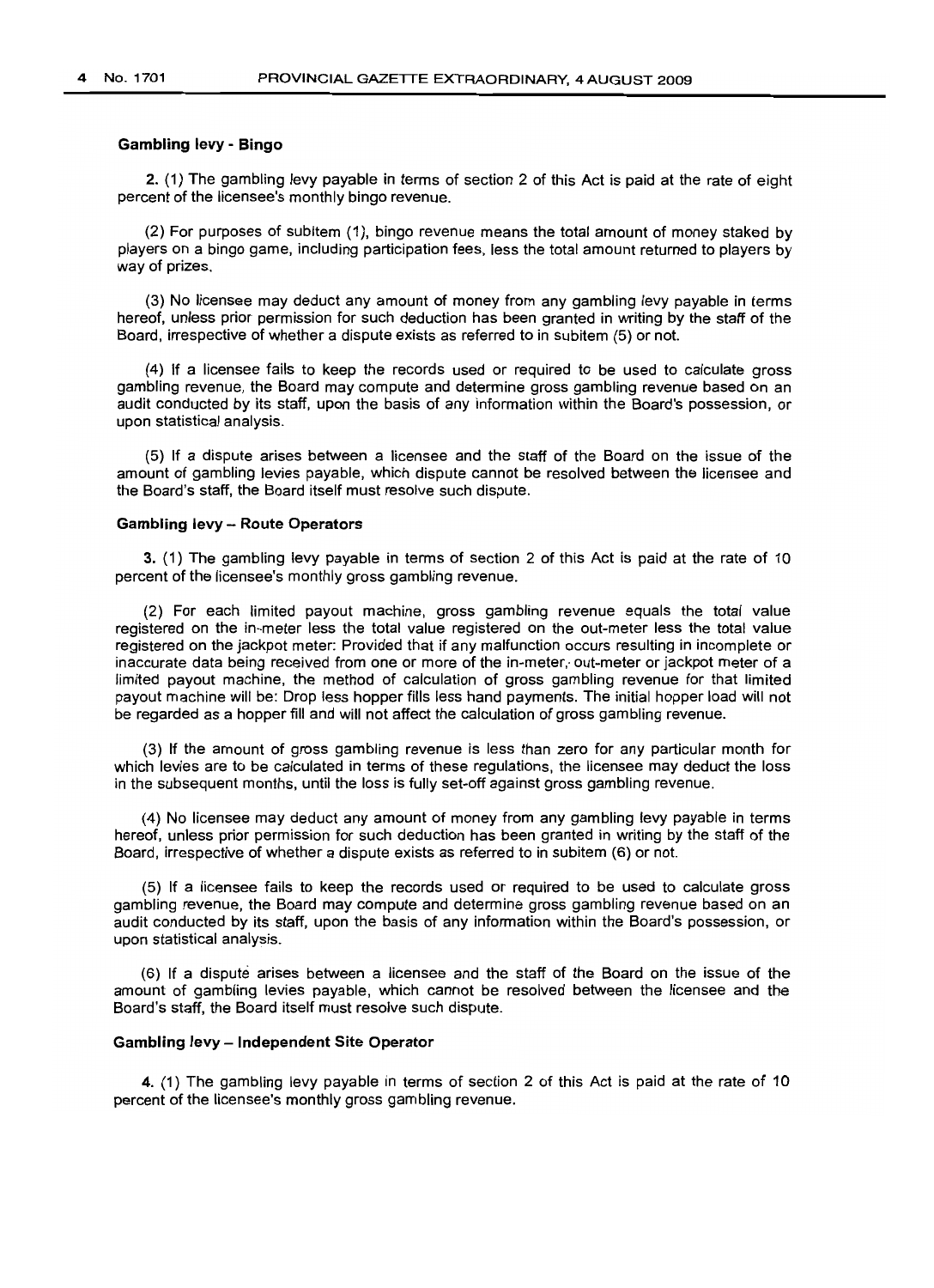### Gambling levy - Bingo

2. (1) The gambling levy payable in terms of section 2 of this Act is paid at the rate of eight percent of the licensee's monthly bingo revenue.

(2) For purposes of subitem (1), bingo revenue means the total amount of money staked by players on a bingo game, including participation fees, less the total amount returned to players by way of prizes.

(3) No licensee may deduct any amount of money from any gambling levy payable in terms hereof, unless prior permission for such deduction has been granted in writing by the staff of the Board, irrespective of whether a dispute exists as referred to in subitem (5) or not.

(4) If a licensee fails to keep the records used or required to be used to calculate gross gambling revenue, the Board may compute and determine gross gambling revenue based on an audit conducted by its staff, upon the basis of any information within the Board's possession, or upon statistical analysis.

(5) If a dispute arises between a licensee and the staff of the Board on the issue of the amount of gambling levies payable, which dispute cannot be resolved between the licensee and the Board's staff, the Board itself must resolve such dispute.

### Gambling levy – Route Operators

3. (1) The gambling levy payable in terms of section 2 of this Act is paid at the rate of 10 percent of the licensee's monthly gross gambling revenue.

(2) For each limited payout machine, gross gambling revenue equals the total value registered on the in-meter less the total value registered on the out-meter less the total value registered on the jackpot meter: Provided that if any malfunction occurs resulting in incomplete or inaccurate data being received from one or more of the in-meter, out-meter or jackpot meter of a limited payout machine, the method of calculation of gross gambling revenue for that limited payout machine will be: Drop less hopper fills less hand payments. The initial hopper load will not be regarded as a hopper fill and will not affect the calculation of gross gambling revenue.

(3) If the amount of gross gambling revenue is less than zero for any particular month for which levies are to be calculated in terms of these regulations, the licensee may deduct the loss in the subsequent months, until the loss is fully set-off against gross gambling revenue.

(4) No licensee may deduct any amount of money from any gambling levy payable in terms hereof, unless prior permission for such deduction has been granted in writing by the staff of the Board, irrespective of whether a dispute exists as referred to in subitem (6) or not.

(5) If a licensee fails to keep the records used or required to be used to calculate gross gambling revenue, the Board may compute and determine gross gambling revenue based on an audit conducted by its staff, upon the basis of any information within the Board's possession, or upon statistical analysis.

(6) If a dispute arises between a licensee and the staff of the Board on the issue of the amount of gambling levies payable, which cannot be resolved between the licensee and the Board's staff, the Board itself must resolve such dispute.

### Gambling levy – Independent Site Operator

4. (1) The gambling levy payable in terms of section 2 of this Act is paid at the rate of 10 percent of the licensee's monthly gross gambling revenue.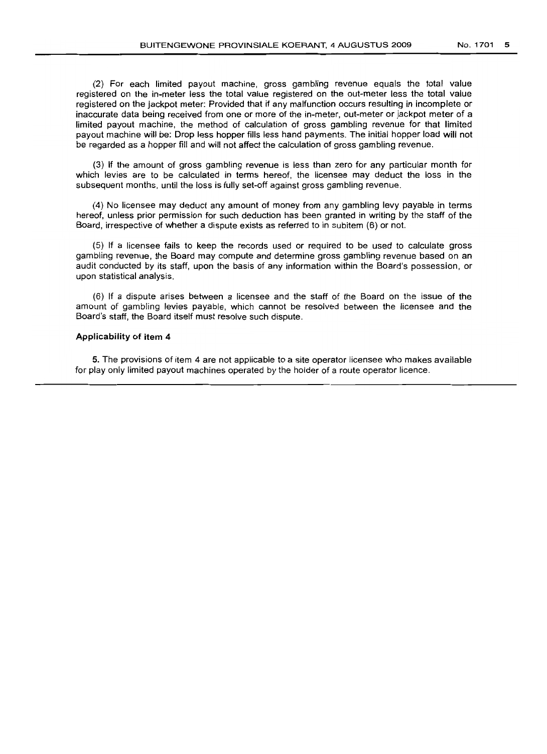(2) For each limited payout machine, gross gambling revenue equals the total value registered on the in-meter less the total value registered on the out-meter less the total value registered on the jackpot meter: Provided that if any malfunction occurs resulting in incomplete or inaccurate data being received from one or more of the in-meter, out-meter or jackpot meter of a limited payout machine, the method of calculation of gross gambling revenue for that limited payout machine will be: Drop less hopper fills less hand payments. The initial hopper load will not be regarded as a hopper fill and will not affect the calculation of gross gambling revenue.

(3) If the amount of gross gambling revenue is less than zero for any particular month for which levies are to be calculated in terms hereof, the licensee may deduct the loss in the subsequent months, until the loss is fully set-off against gross gambling revenue.

(4) No licensee may deduct any amount of money from any gambling levy payable in terms hereof, unless prior permission for such deduction has been granted in writing by the staff of the Board, irrespective of whether a dispute exists as referred to in subitem (6) or not.

(5) If a licensee fails to keep the records used or required to be used to calculate gross gambling revenue, the Board may compute and determine gross gambling revenue based on an audit conducted by its staff, upon the basis of any information within the Board's possession, or upon statistical analysis.

(6) If a dispute arises between a licensee and the staff of the Board on the issue of the amount of gambling levies payable, which cannot be resolved between the licensee and the Board's staff, the Board itself must resolve such dispute.

**Applicability of item 4**

**5.** The provisions of item 4 are not applicable to a site operator licensee who makes available for play only limited payout machines operated by the holder of a route operator licence.